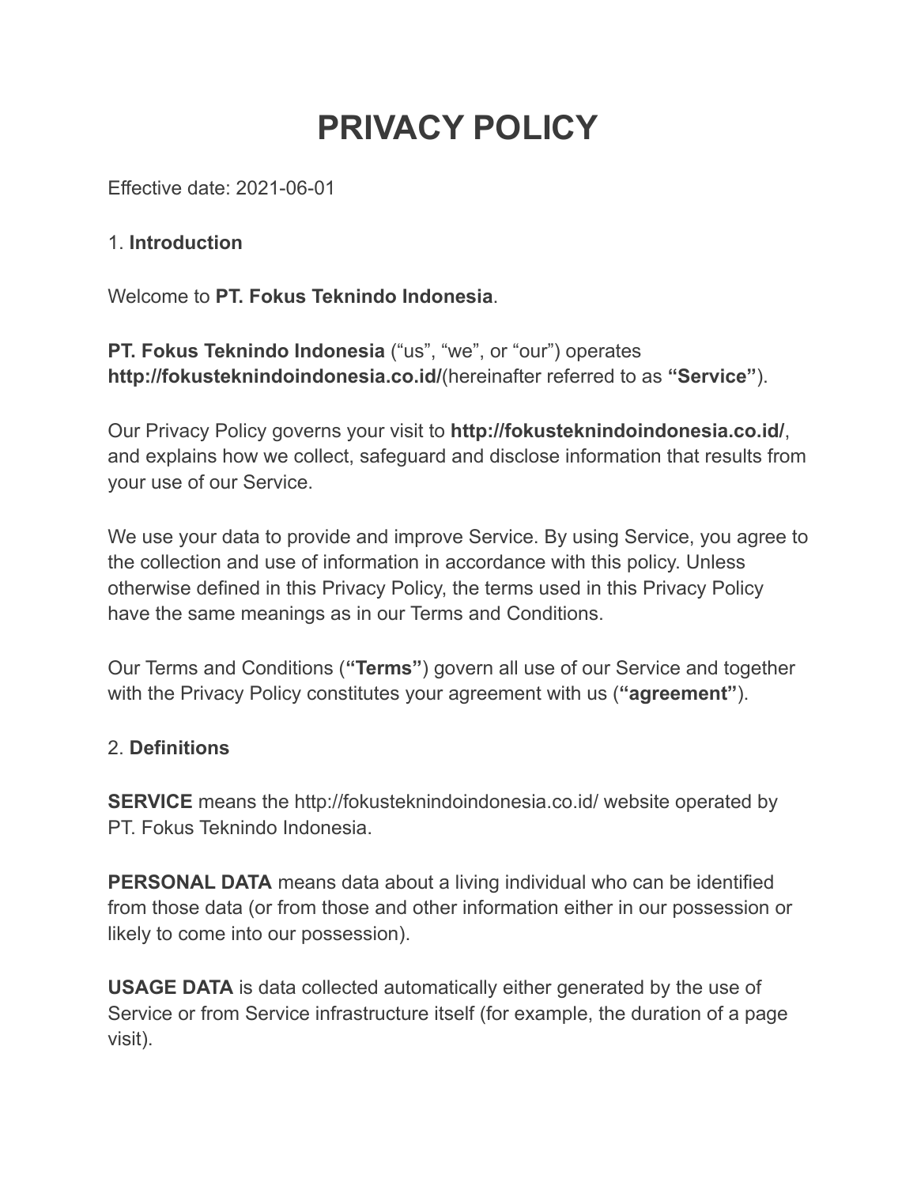# PRIVACY POLICY

Effective date: 2021-06-01

1. **Introduction**

Welcome to **PT. Fokus Teknindo Indonesia**.

**PT. Fokus Teknindo Indonesia** ("us", "we", or "our") operates **http://fokusteknindoindonesia.co.id/**(hereinafter referred to as **"Service"**).

Our Privacy Policy governs your visit to **http://fokusteknindoindonesia.co.id/**, and explains how we collect, safeguard and disclose information that results from your use of our Service.

We use your data to provide and improve Service. By using Service, you agree to the collection and use of information in accordance with this policy. Unless otherwise defined in this Privacy Policy, the terms used in this Privacy Policy have the same meanings as in our Terms and Conditions.

Our Terms and Conditions (**"Terms"**) govern all use of our Service and together with the Privacy Policy constitutes your agreement with us (**"agreement"**).

2. **Definitions**

**SERVICE** means the http://fokusteknindoindonesia.co.id/ website operated by PT. Fokus Teknindo Indonesia.

**PERSONAL DATA** means data about a living individual who can be identified from those data (or from those and other information either in our possession or likely to come into our possession).

**USAGE DATA** is data collected automatically either generated by the use of Service or from Service infrastructure itself (for example, the duration of a page visit).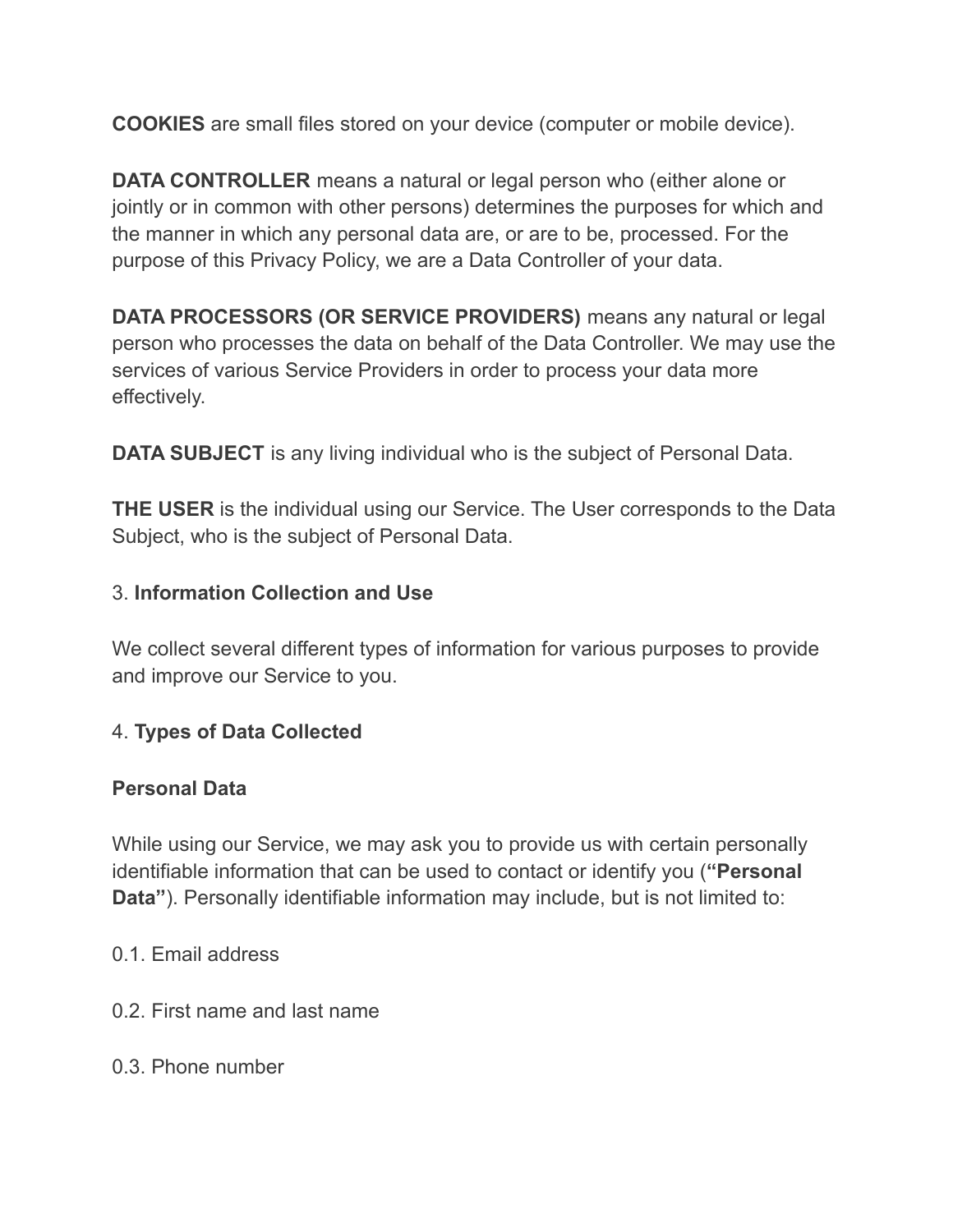**COOKIES** are small files stored on your device (computer or mobile device).

**DATA CONTROLLER** means a natural or legal person who (either alone or jointly or in common with other persons) determines the purposes for which and the manner in which any personal data are, or are to be, processed. For the purpose of this Privacy Policy, we are a Data Controller of your data.

**DATA PROCESSORS (OR SERVICE PROVIDERS)** means any natural or legal person who processes the data on behalf of the Data Controller. We may use the services of various Service Providers in order to process your data more effectively.

**DATA SUBJECT** is any living individual who is the subject of Personal Data.

**THE USER** is the individual using our Service. The User corresponds to the Data Subject, who is the subject of Personal Data.

3. **Information Collection and Use**

We collect several different types of information for various purposes to provide and improve our Service to you.

4. **Types of Data Collected**

**Personal Data**

While using our Service, we may ask you to provide us with certain personally identifiable information that can be used to contact or identify you (**"Personal Data"**). Personally identifiable information may include, but is not limited to:

0.1. Email address

0.2. First name and last name

0.3. Phone number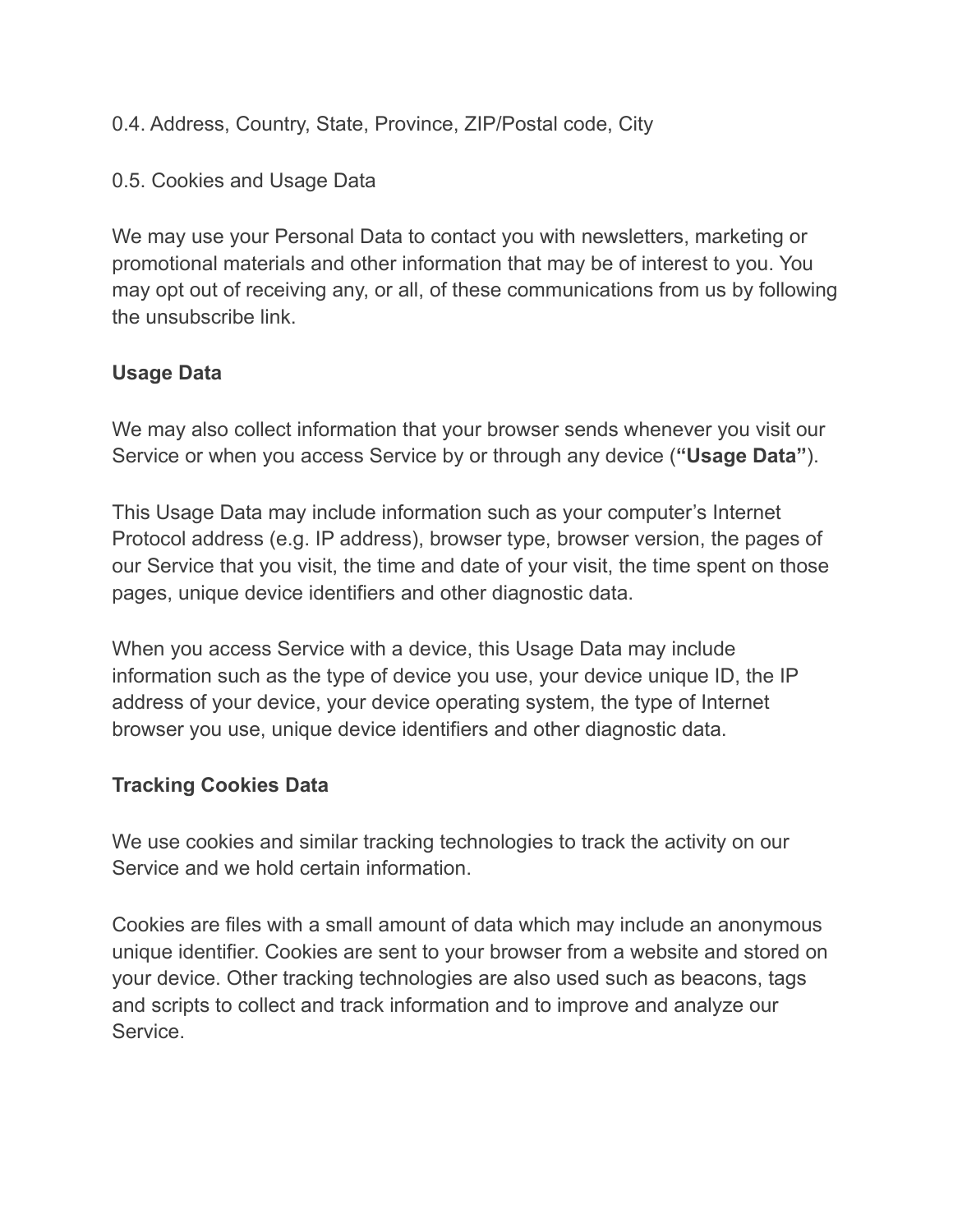0.4. Address, Country, State, Province, ZIP/Postal code, City

0.5. Cookies and Usage Data

We may use your Personal Data to contact you with newsletters, marketing or promotional materials and other information that may be of interest to you. You may opt out of receiving any, or all, of these communications from us by following the unsubscribe link.

**Usage Data**

We may also collect information that your browser sends whenever you visit our Service or when you access Service by or through any device (**"Usage Data"**).

This Usage Data may include information such as your computer's Internet Protocol address (e.g. IP address), browser type, browser version, the pages of our Service that you visit, the time and date of your visit, the time spent on those pages, unique device identifiers and other diagnostic data.

When you access Service with a device, this Usage Data may include information such as the type of device you use, your device unique ID, the IP address of your device, your device operating system, the type of Internet browser you use, unique device identifiers and other diagnostic data.

**Tracking Cookies Data**

We use cookies and similar tracking technologies to track the activity on our Service and we hold certain information.

Cookies are files with a small amount of data which may include an anonymous unique identifier. Cookies are sent to your browser from a website and stored on your device. Other tracking technologies are also used such as beacons, tags and scripts to collect and track information and to improve and analyze our Service.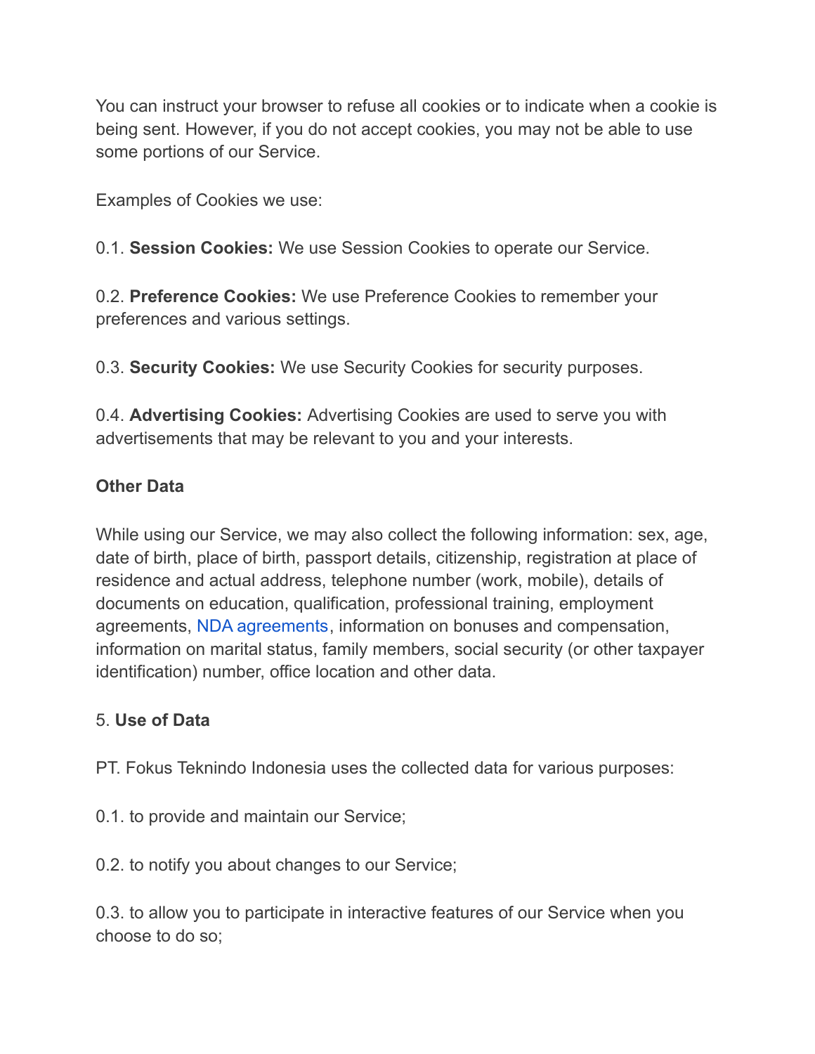You can instruct your browser to refuse all cookies or to indicate when a cookie is being sent. However, if you do not accept cookies, you may not be able to use some portions of our Service.

Examples of Cookies we use:

0.1. **Session Cookies:** We use Session Cookies to operate our Service.

0.2. **Preference Cookies:** We use Preference Cookies to remember your preferences and various settings.

0.3. **Security Cookies:** We use Security Cookies for security purposes.

0.4. **Advertising Cookies:** Advertising Cookies are used to serve you with advertisements that may be relevant to you and your interests.

**Other Data**

While using our Service, we may also collect the following information: sex, age, date of birth, place of birth, passport details, citizenship, registration at place of residence and actual address, telephone number (work, mobile), details of documents on education, qualification, professional training, employment agreements, NDA agreements, information on bonuses and compensation, information on marital status, family members, social security (or other taxpayer identification) number, office location and other data.

5. **Use of Data**

PT. Fokus Teknindo Indonesia uses the collected data for various purposes:

0.1. to provide and maintain our Service;

0.2. to notify you about changes to our Service;

0.3. to allow you to participate in interactive features of our Service when you choose to do so;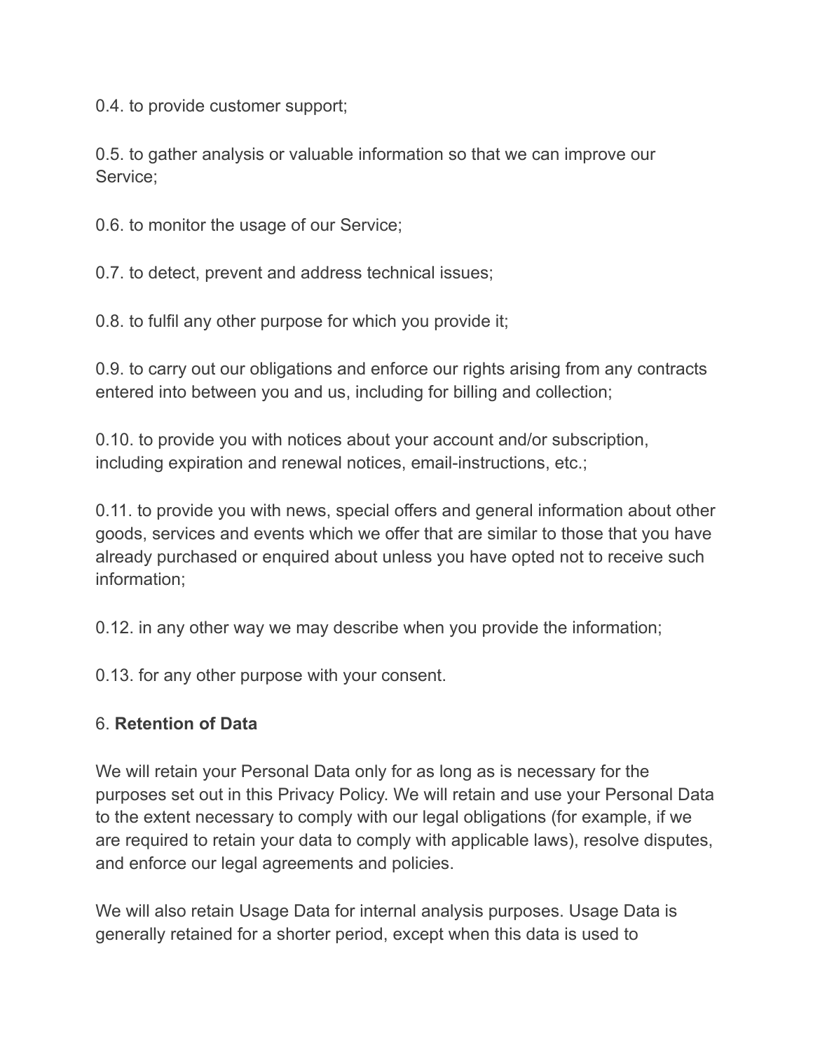0.4. to provide customer support;

0.5. to gather analysis or valuable information so that we can improve our Service;

0.6. to monitor the usage of our Service;

0.7. to detect, prevent and address technical issues;

0.8. to fulfil any other purpose for which you provide it;

0.9. to carry out our obligations and enforce our rights arising from any contracts entered into between you and us, including for billing and collection;

0.10. to provide you with notices about your account and/or subscription, including expiration and renewal notices, email-instructions, etc.;

0.11. to provide you with news, special offers and general information about other goods, services and events which we offer that are similar to those that you have already purchased or enquired about unless you have opted not to receive such information;

0.12. in any other way we may describe when you provide the information;

0.13. for any other purpose with your consent.

6. **Retention of Data**

We will retain your Personal Data only for as long as is necessary for the purposes set out in this Privacy Policy. We will retain and use your Personal Data to the extent necessary to comply with our legal obligations (for example, if we are required to retain your data to comply with applicable laws), resolve disputes, and enforce our legal agreements and policies.

We will also retain Usage Data for internal analysis purposes. Usage Data is generally retained for a shorter period, except when this data is used to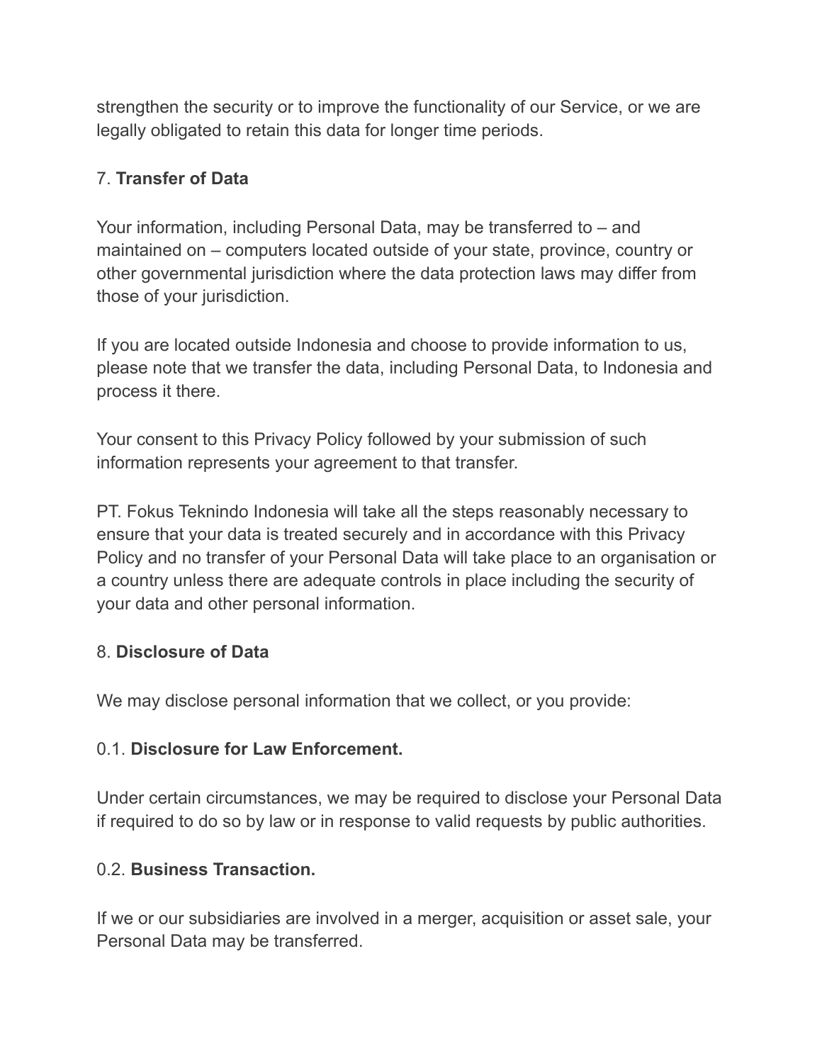strengthen the security or to improve the functionality of our Service, or we are legally obligated to retain this data for longer time periods.

7. **Transfer of Data**

Your information, including Personal Data, may be transferred to – and maintained on – computers located outside of your state, province, country or other governmental jurisdiction where the data protection laws may differ from those of your jurisdiction.

If you are located outside Indonesia and choose to provide information to us, please note that we transfer the data, including Personal Data, to Indonesia and process it there.

Your consent to this Privacy Policy followed by your submission of such information represents your agreement to that transfer.

PT. Fokus Teknindo Indonesia will take all the steps reasonably necessary to ensure that your data is treated securely and in accordance with this Privacy Policy and no transfer of your Personal Data will take place to an organisation or a country unless there are adequate controls in place including the security of your data and other personal information.

8. **Disclosure of Data**

We may disclose personal information that we collect, or you provide:

0.1. **Disclosure for Law Enforcement.**

Under certain circumstances, we may be required to disclose your Personal Data if required to do so by law or in response to valid requests by public authorities.

0.2. **Business Transaction.**

If we or our subsidiaries are involved in a merger, acquisition or asset sale, your Personal Data may be transferred.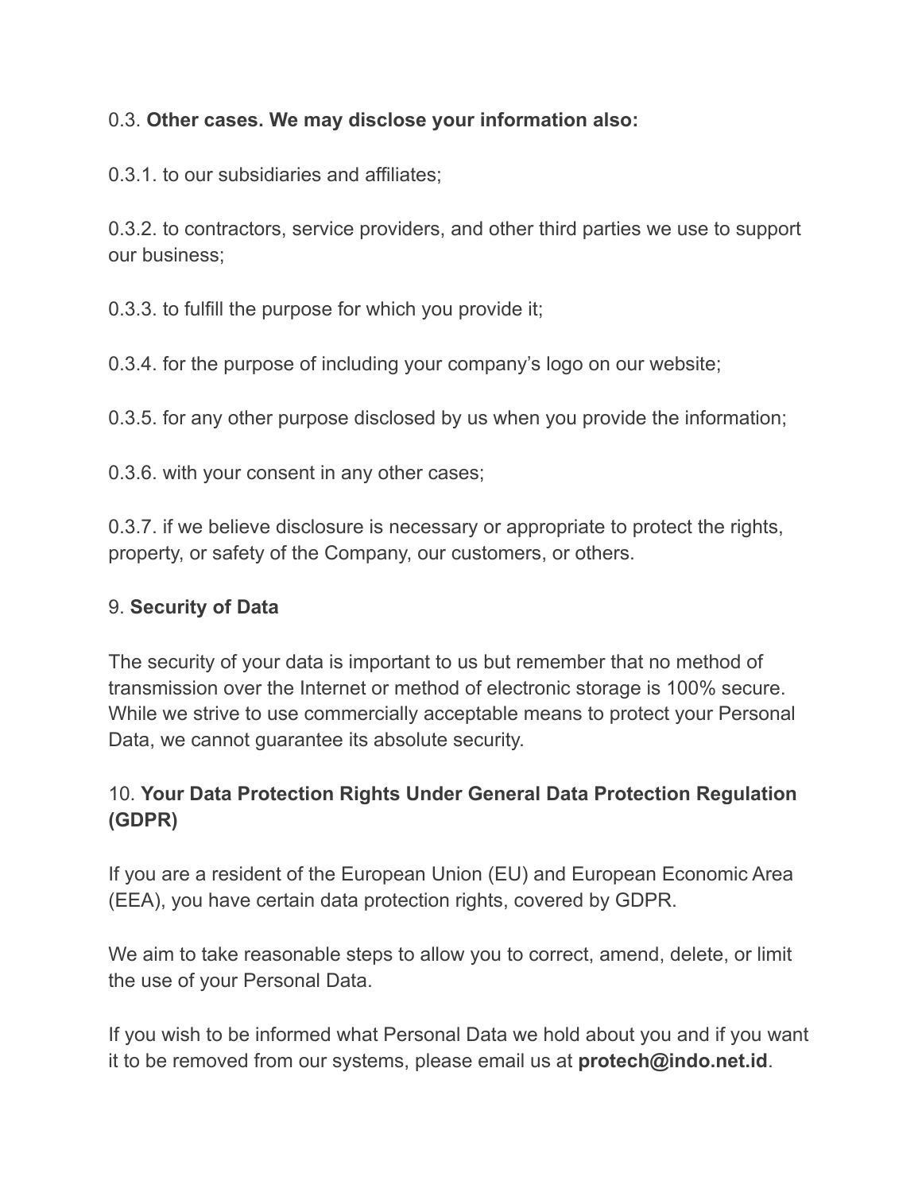0.3. **Other cases. We may disclose your information also:**

0.3.1. to our subsidiaries and affiliates;

0.3.2. to contractors, service providers, and other third parties we use to support our business;

0.3.3. to fulfill the purpose for which you provide it;

0.3.4. for the purpose of including your company's logo on our website;

0.3.5. for any other purpose disclosed by us when you provide the information;

0.3.6. with your consent in any other cases;

0.3.7. if we believe disclosure is necessary or appropriate to protect the rights, property, or safety of the Company, our customers, or others.

9. **Security of Data**

The security of your data is important to us but remember that no method of transmission over the Internet or method of electronic storage is 100% secure. While we strive to use commercially acceptable means to protect your Personal Data, we cannot guarantee its absolute security.

10. **Your Data Protection Rights Under General Data Protection Regulation (GDPR)**

If you are a resident of the European Union (EU) and European Economic Area (EEA), you have certain data protection rights, covered by GDPR.

We aim to take reasonable steps to allow you to correct, amend, delete, or limit the use of your Personal Data.

If you wish to be informed what Personal Data we hold about you and if you want it to be removed from our systems, please email us at **protech@indo.net.id**.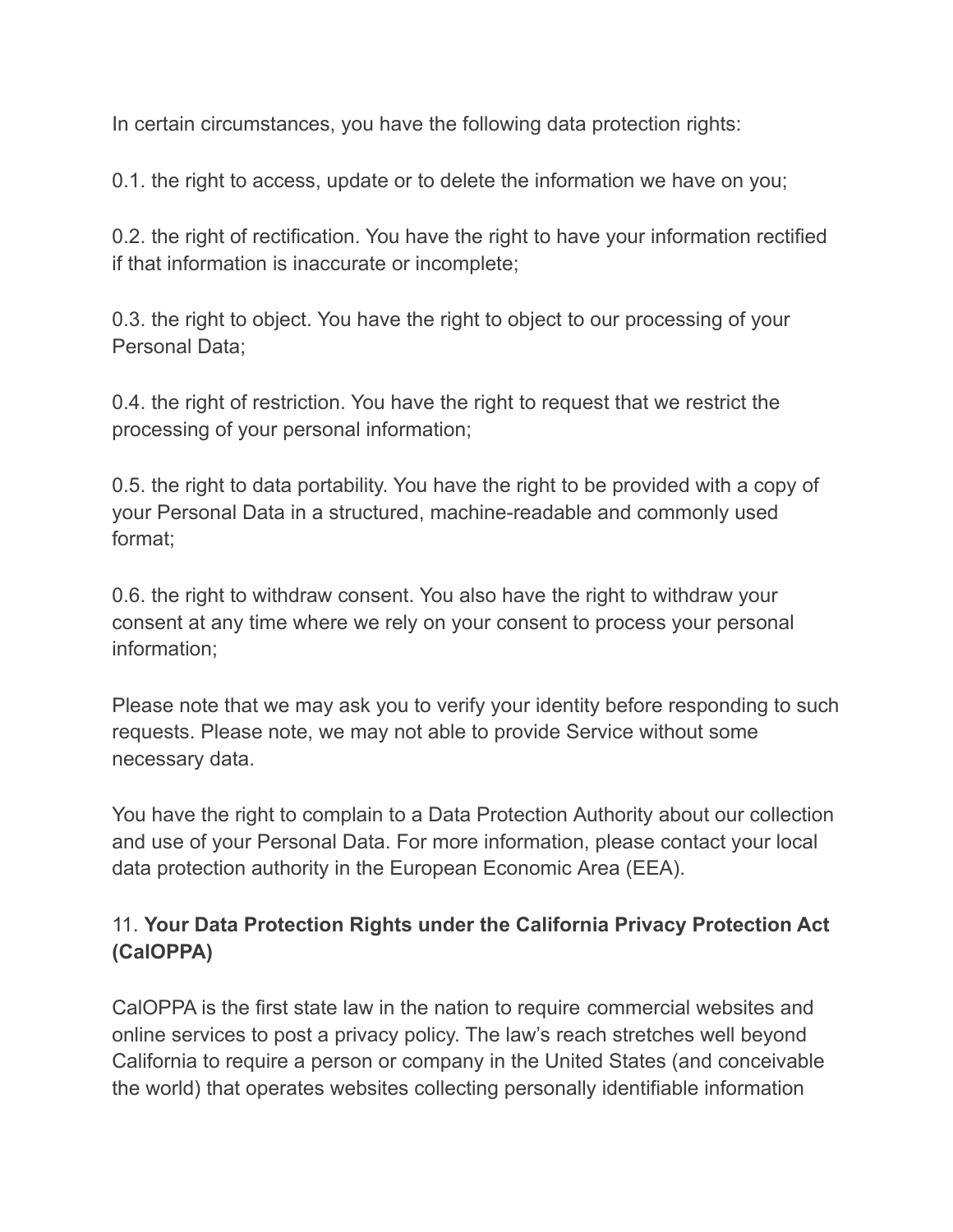In certain circumstances, you have the following data protection rights:

0.1. the right to access, update or to delete the information we have on you;

0.2. the right of rectification. You have the right to have your information rectified if that information is inaccurate or incomplete;

0.3. the right to object. You have the right to object to our processing of your Personal Data;

0.4. the right of restriction. You have the right to request that we restrict the processing of your personal information;

0.5. the right to data portability. You have the right to be provided with a copy of your Personal Data in a structured, machine-readable and commonly used format;

0.6. the right to withdraw consent. You also have the right to withdraw your consent at any time where we rely on your consent to process your personal information;

Please note that we may ask you to verify your identity before responding to such requests. Please note, we may not able to provide Service without some necessary data.

You have the right to complain to a Data Protection Authority about our collection and use of your Personal Data. For more information, please contact your local data protection authority in the European Economic Area (EEA).

## 11. **Your Data Protection Rights under the California Privacy Protection Act (CalOPPA)**

CalOPPA is the first state law in the nation to require commercial websites and online services to post a privacy policy. The law's reach stretches well beyond California to require a person or company in the United States (and conceivable the world) that operates websites collecting personally identifiable information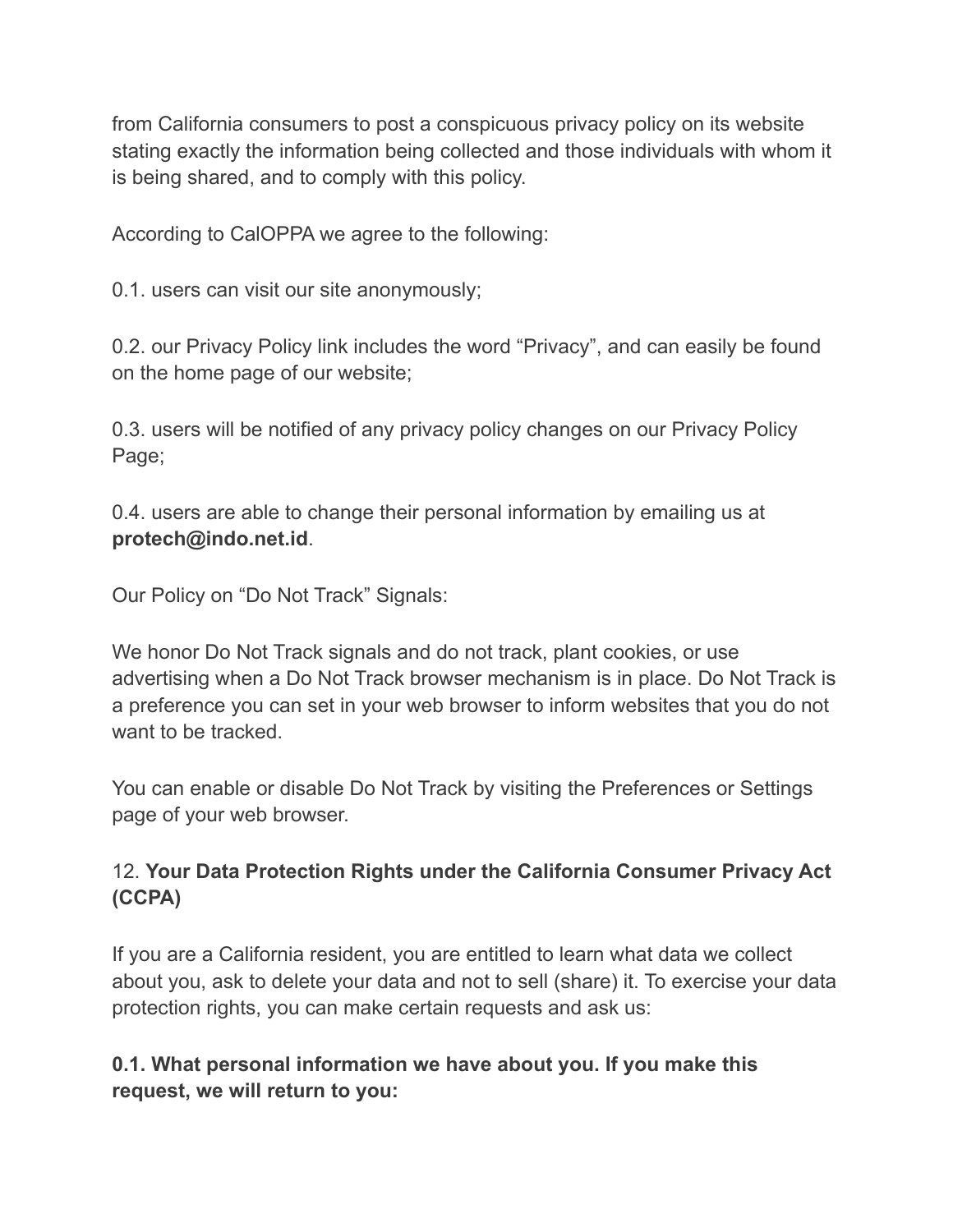from California consumers to post a conspicuous privacy policy on its website stating exactly the information being collected and those individuals with whom it is being shared, and to comply with this policy.

According to CalOPPA we agree to the following:

0.1. users can visit our site anonymously;

0.2. our Privacy Policy link includes the word “Privacy”, and can easily be found on the home page of our website;

0.3. users will be notified of any privacy policy changes on our Privacy Policy Page;

0.4. users are able to change their personal information by emailing us at **protech@indo.net.id**.

Our Policy on “Do Not Track” Signals:

We honor Do Not Track signals and do not track, plant cookies, or use advertising when a Do Not Track browser mechanism is in place. Do Not Track is a preference you can set in your web browser to inform websites that you do not want to be tracked.

You can enable or disable Do Not Track by visiting the Preferences or Settings page of your web browser.

## 12. **Your Data Protection Rights under the California Consumer Privacy Act (CCPA)**

If you are a California resident, you are entitled to learn what data we collect about you, ask to delete your data and not to sell (share) it. To exercise your data protection rights, you can make certain requests and ask us:

**0.1. What personal information we have about you. If you make this request, we will return to you:**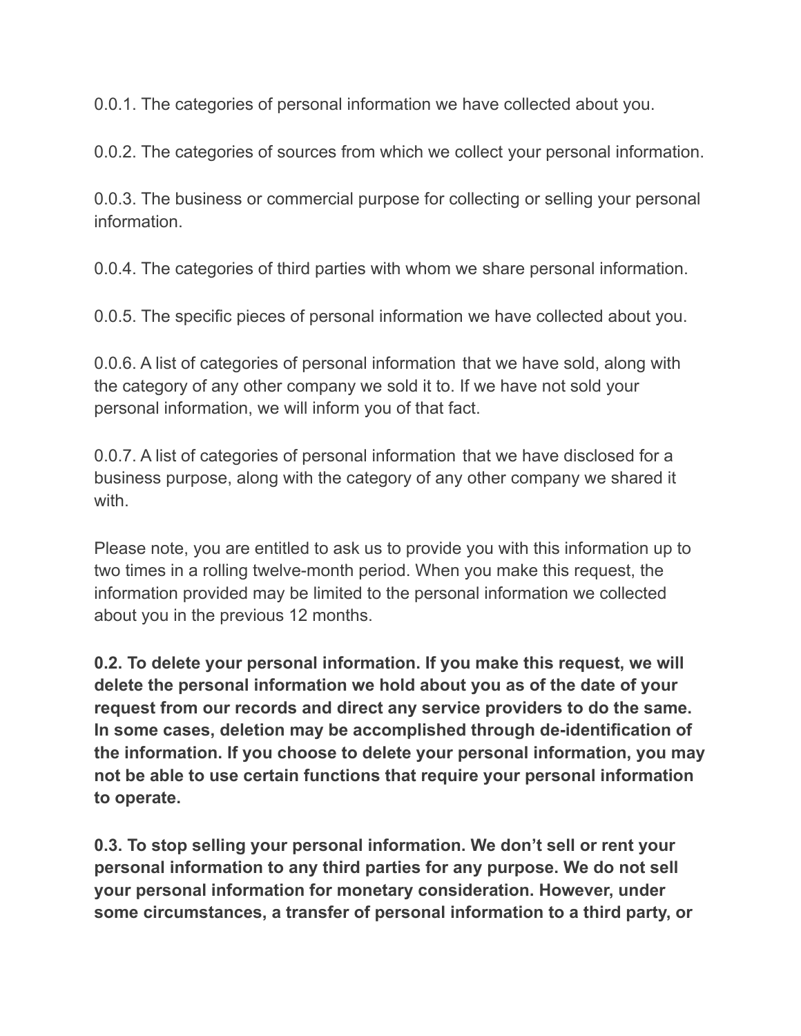0.0.1. The categories of personal information we have collected about you.

0.0.2. The categories of sources from which we collect your personal information.

0.0.3. The business or commercial purpose for collecting or selling your personal information.

0.0.4. The categories of third parties with whom we share personal information.

0.0.5. The specific pieces of personal information we have collected about you.

0.0.6. A list of categories of personal information that we have sold, along with the category of any other company we sold it to. If we have not sold your personal information, we will inform you of that fact.

0.0.7. A list of categories of personal information that we have disclosed for a business purpose, along with the category of any other company we shared it with.

Please note, you are entitled to ask us to provide you with this information up to two times in a rolling twelve-month period. When you make this request, the information provided may be limited to the personal information we collected about you in the previous 12 months.

**0.2. To delete your personal information. If you make this request, we will delete the personal information we hold about you as of the date of your request from our records and direct any service providers to do the same. In some cases, deletion may be accomplished through de-identification of the information. If you choose to delete your personal information, you may not be able to use certain functions that require your personal information to operate.**

**0.3. To stop selling your personal information. We don't sell or rent your personal information to any third parties for any purpose. We do not sell your personal information for monetary consideration. However, under some circumstances, a transfer of personal information to a third party, or**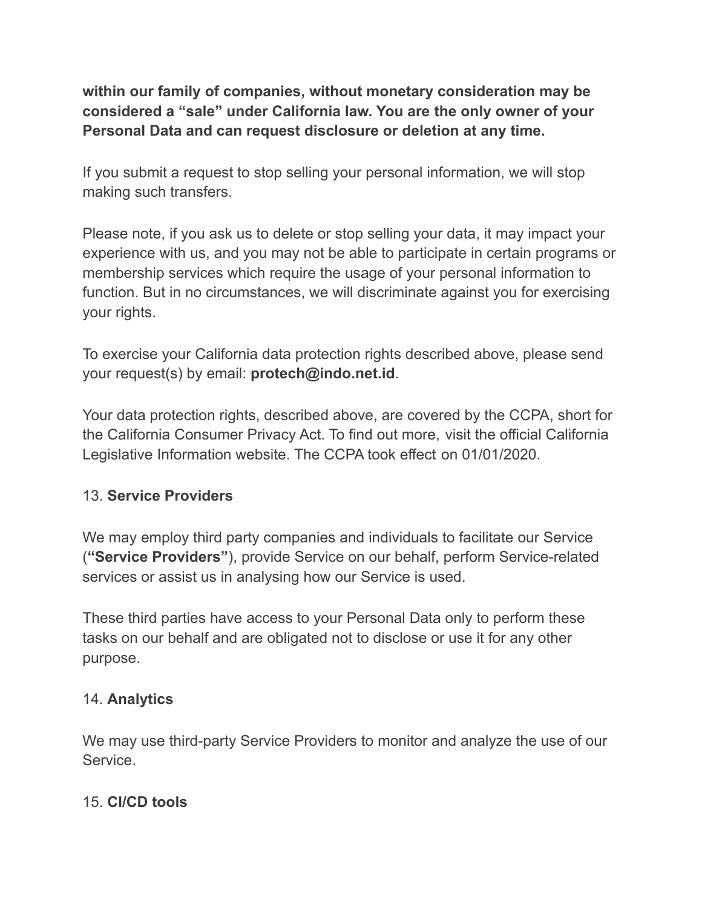**within our family of companies, without monetary consideration may be considered a "sale" under California law. You are the only owner of your Personal Data and can request disclosure or deletion at any time.**

If you submit a request to stop selling your personal information, we will stop making such transfers.

Please note, if you ask us to delete or stop selling your data, it may impact your experience with us, and you may not be able to participate in certain programs or membership services which require the usage of your personal information to function. But in no circumstances, we will discriminate against you for exercising your rights.

To exercise your California data protection rights described above, please send your request(s) by email: **protech@indo.net.id**.

Your data protection rights, described above, are covered by the CCPA, short for the California Consumer Privacy Act. To find out more, visit the official California Legislative Information website. The CCPA took effect on 01/01/2020.

## 13. **Service Providers**

We may employ third party companies and individuals to facilitate our Service (**"Service Providers"**), provide Service on our behalf, perform Service-related services or assist us in analysing how our Service is used.

These third parties have access to your Personal Data only to perform these tasks on our behalf and are obligated not to disclose or use it for any other purpose.

## 14. **Analytics**

We may use third-party Service Providers to monitor and analyze the use of our Service.

## 15. **CI/CD tools**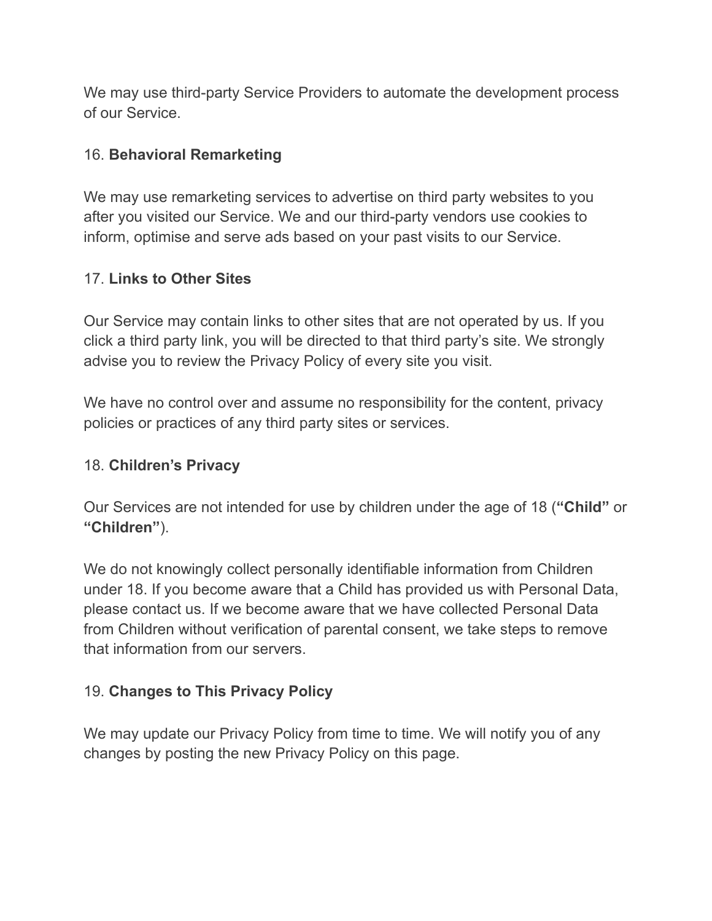We may use third-party Service Providers to automate the development process of our Service.

## 16. **Behavioral Remarketing**

We may use remarketing services to advertise on third party websites to you after you visited our Service. We and our third-party vendors use cookies to inform, optimise and serve ads based on your past visits to our Service.

## 17. **Links to Other Sites**

Our Service may contain links to other sites that are not operated by us. If you click a third party link, you will be directed to that third party's site. We strongly advise you to review the Privacy Policy of every site you visit.

We have no control over and assume no responsibility for the content, privacy policies or practices of any third party sites or services.

## 18. **Children's Privacy**

Our Services are not intended for use by children under the age of 18 (**"Child"** or **"Children"**).

We do not knowingly collect personally identifiable information from Children under 18. If you become aware that a Child has provided us with Personal Data, please contact us. If we become aware that we have collected Personal Data from Children without verification of parental consent, we take steps to remove that information from our servers.

## 19. **Changes to This Privacy Policy**

We may update our Privacy Policy from time to time. We will notify you of any changes by posting the new Privacy Policy on this page.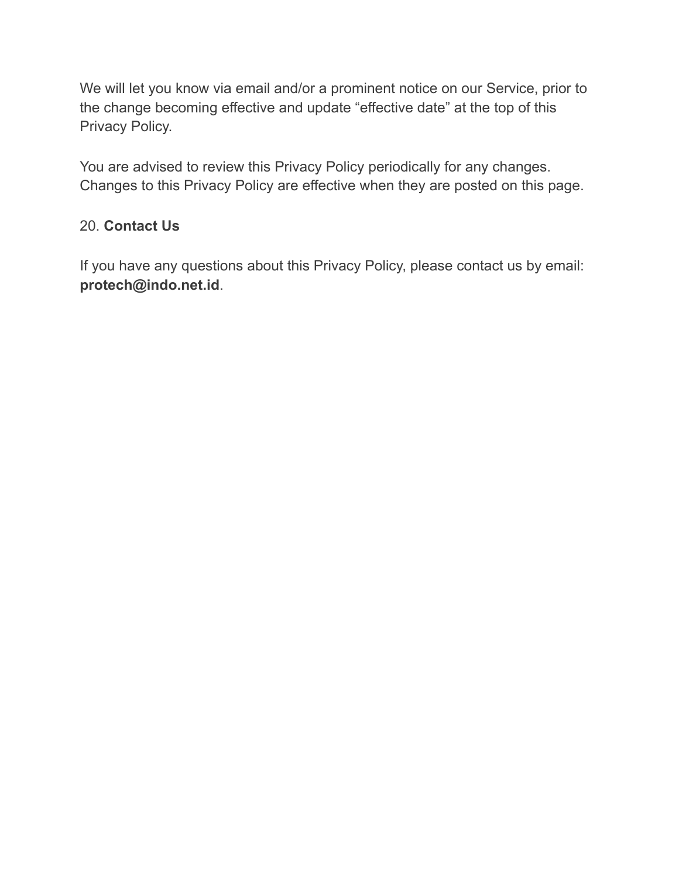We will let you know via email and/or a prominent notice on our Service, prior to the change becoming effective and update “effective date” at the top of this Privacy Policy.

You are advised to review this Privacy Policy periodically for any changes. Changes to this Privacy Policy are effective when they are posted on this page.

20. **Contact Us**

If you have any questions about this Privacy Policy, please contact us by email: **protech@indo.net.id**.